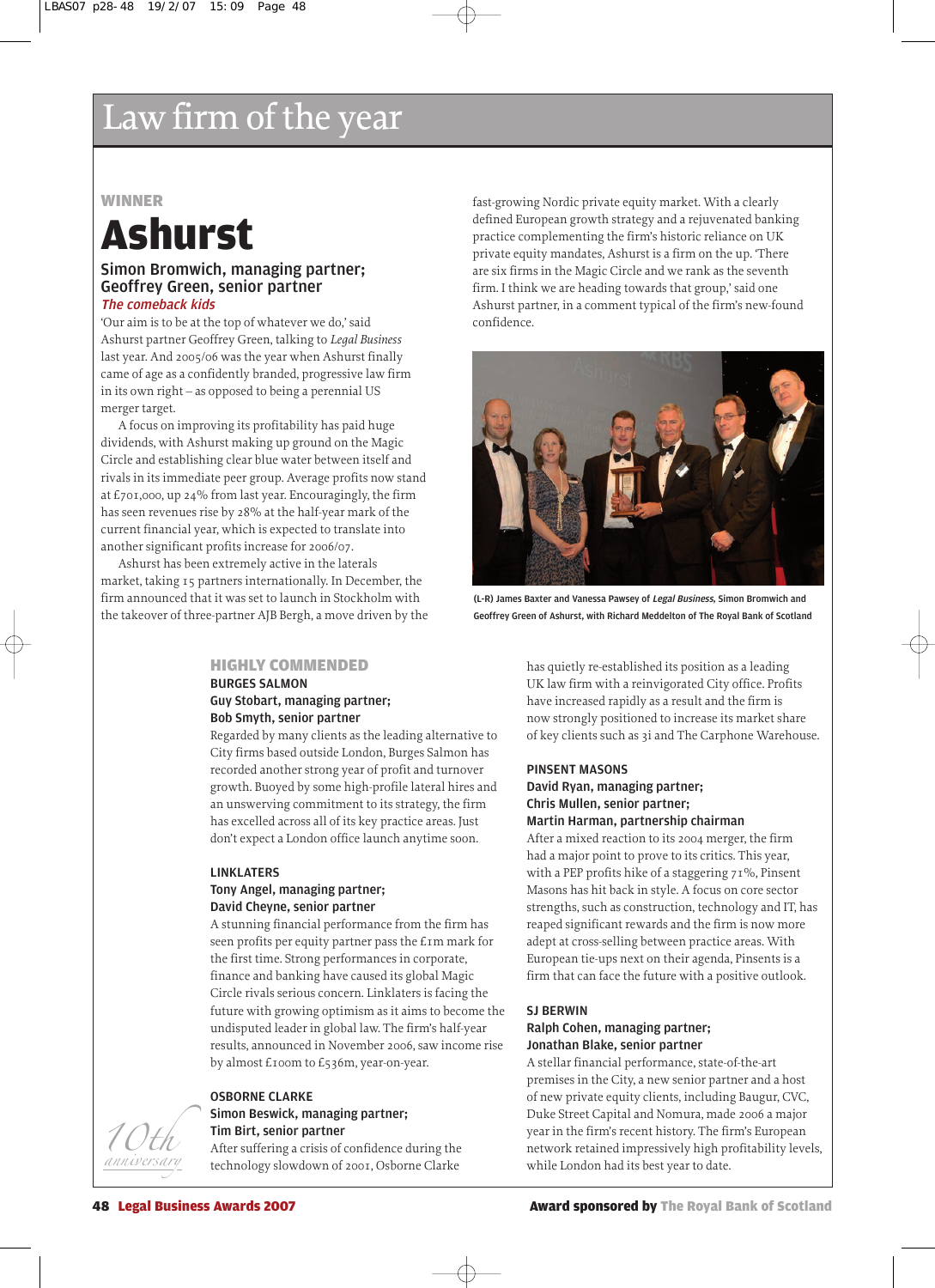# Law firm of the year

## WINNER

# Ashurst

### Simon Bromwich, managing partner; Geoffrey Green, senior partner

*The comeback kids*

'Our aim is to be at the top of whatever we do,' said Ashurst partner Geoffrey Green, talking to *Legal Business* last year. And 2005/06 was the year when Ashurst finally came of age as a confidently branded, progressive law firm in its own right – as opposed to being a perennial US merger target.

A focus on improving its profitability has paid huge dividends, with Ashurst making up ground on the Magic Circle and establishing clear blue water between itself and rivals in its immediate peer group. Average profits now stand at £701,000, up 24% from last year. Encouragingly, the firm has seen revenues rise by 28% at the half-year mark of the current financial year, which is expected to translate into another significant profits increase for 2006/07.

Ashurst has been extremely active in the laterals market, taking 15 partners internationally. In December, the firm announced that it was set to launch in Stockholm with the takeover of three-partner AJB Bergh, a move driven by the fast-growing Nordic private equity market. With a clearly defined European growth strategy and a rejuvenated banking practice complementing the firm's historic reliance on UK private equity mandates, Ashurst is a firm on the up. 'There are six firms in the Magic Circle and we rank as the seventh firm. I think we are heading towards that group,' said one Ashurst partner, in a comment typical of the firm's new-found confidence.

(L-R) James Baxter and Vanessa Pawsey of *Legal Business*, Simon Bromwich and Geoffrey Green of Ashurst, with Richard Meddelton of The Royal Bank of Scotland

## HIGHLY COMMENDED

**BURGES SALMON**
**Guy Stobart, managing partner;**
**Bob Smyth, senior partner**

Regarded by many clients as the leading alternative to City firms based outside London, Burges Salmon has recorded another strong year of profit and turnover growth. Buoyed by some high-profile lateral hires and an unswerving commitment to its strategy, the firm has excelled across all of its key practice areas. Just don't expect a London office launch anytime soon.

**LINKLATERS**
**Tony Angel, managing partner;**
**David Cheyne, senior partner**

A stunning financial performance from the firm has seen profits per equity partner pass the £1m mark for the first time. Strong performances in corporate, finance and banking have caused its global Magic Circle rivals serious concern. Linklaters is facing the future with growing optimism as it aims to become the undisputed leader in global law. The firm's half-year results, announced in November 2006, saw income rise by almost £100m to £536m, year-on-year.

**OSBORNE CLARKE**
**Simon Beswick, managing partner;**
**Tim Birt, senior partner**

After suffering a crisis of confidence during the technology slowdown of 2001, Osborne Clarke has quietly re-established its position as a leading UK law firm with a reinvigorated City office. Profits have increased rapidly as a result and the firm is now strongly positioned to increase its market share of key clients such as 3i and The Carphone Warehouse.

**PINSENT MASONS**
**David Ryan, managing partner;**
**Chris Mullen, senior partner;**
**Martin Harman, partnership chairman**

After a mixed reaction to its 2004 merger, the firm had a major point to prove to its critics. This year, with a PEP profits hike of a staggering 71%, Pinsent Masons has hit back in style. A focus on core sector strengths, such as construction, technology and IT, has reaped significant rewards and the firm is now more adept at cross-selling between practice areas. With European tie-ups next on their agenda, Pinsents is a firm that can face the future with a positive outlook.

**SJ BERWIN**
**Ralph Cohen, managing partner;**
**Jonathan Blake, senior partner**

A stellar financial performance, state-of-the-art premises in the City, a new senior partner and a host of new private equity clients, including Baugur, CVC, Duke Street Capital and Nomura, made 2006 a major year in the firm's recent history. The firm's European network retained impressively high profitability levels, while London had its best year to date.

Award sponsored by The Royal Bank of Scotland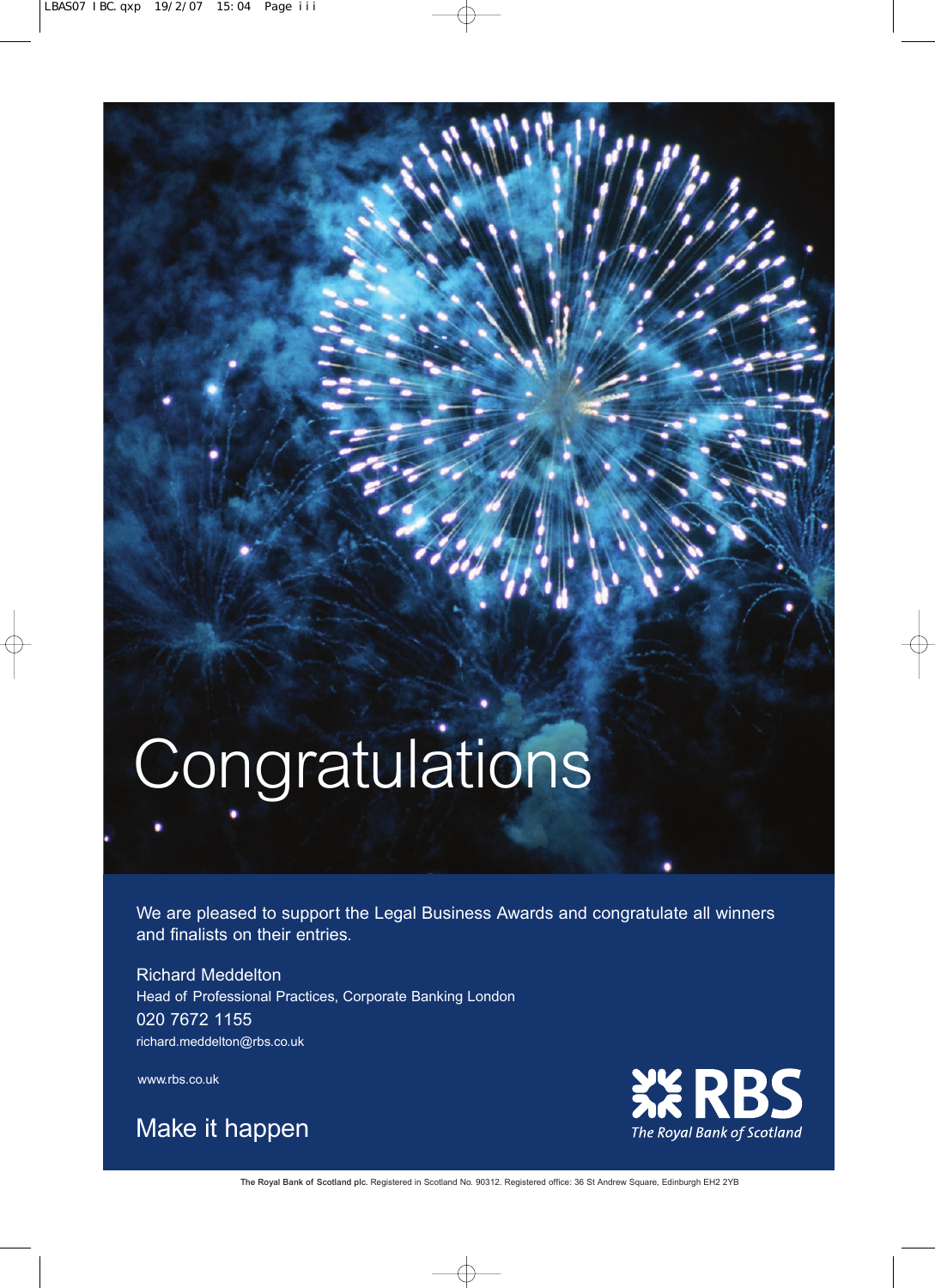# Congratulations

We are pleased to support the Legal Business Awards and congratulate all winners and finalists on their entries.

Richard Meddelton
Head of Professional Practices, Corporate Banking London
020 7672 1155
richard.meddelton@rbs.co.uk

www.rbs.co.uk

## Make it happen

**RBS**
*The Royal Bank of Scotland*

**The Royal Bank of Scotland plc.** Registered in Scotland No. 90312. Registered office: 36 St Andrew Square, Edinburgh EH2 2YB